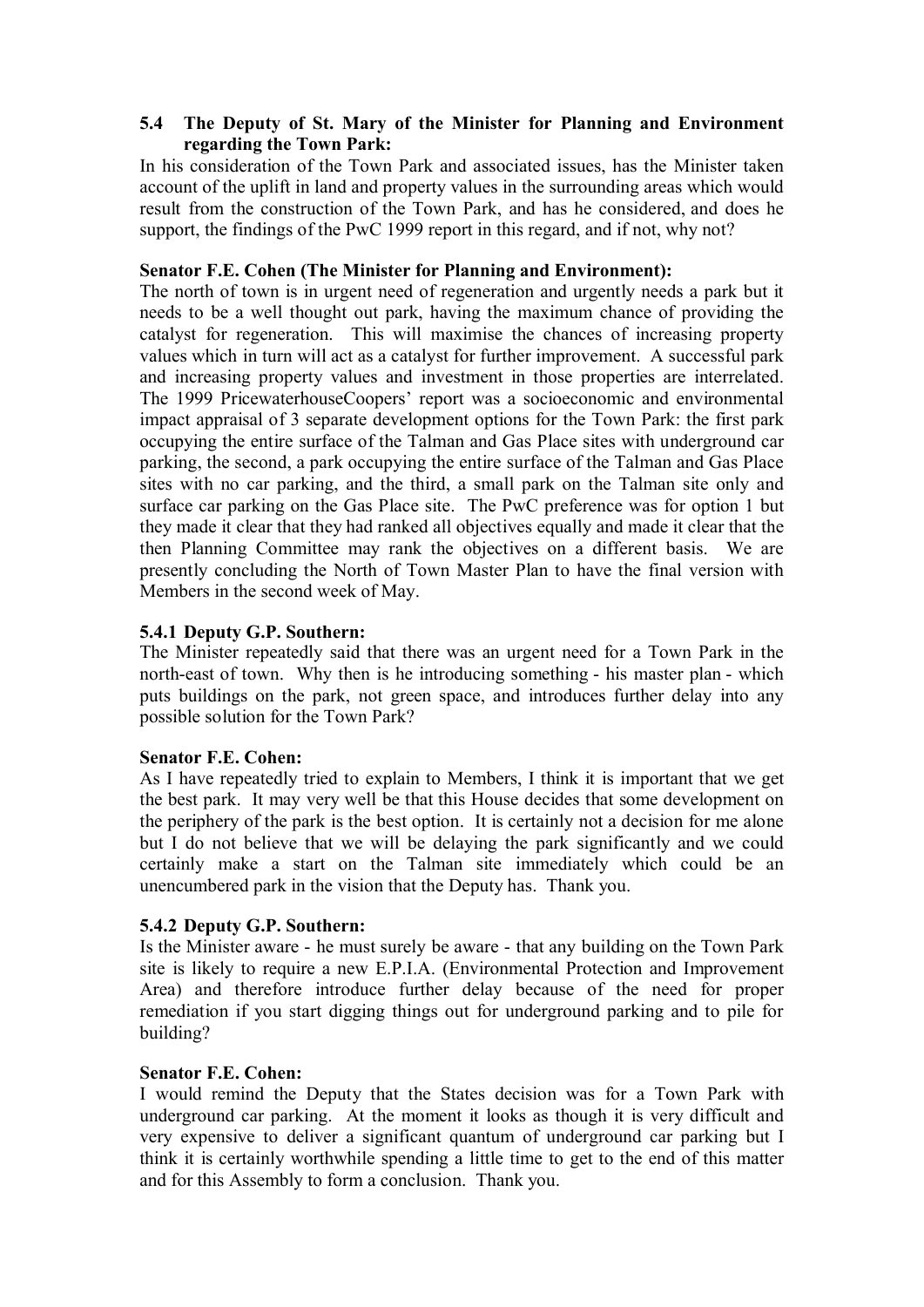### 5.4 The Deputy of St. Mary of the Minister for Planning and Environment regarding the Town Park:

In his consideration of the Town Park and associated issues, has the Minister taken account of the uplift in land and property values in the surrounding areas which would result from the construction of the Town Park, and has he considered, and does he support, the findings of the PwC 1999 report in this regard, and if not, why not?

**Senator F.E. Cohen (The Minister for Planning and Environment):**

The north of town is in urgent need of regeneration and urgently needs a park but it needs to be a well thought out park, having the maximum chance of providing the catalyst for regeneration. This will maximise the chances of increasing property values which in turn will act as a catalyst for further improvement. A successful park and increasing property values and investment in those properties are interrelated. The 1999 PricewaterhouseCoopers' report was a socioeconomic and environmental impact appraisal of 3 separate development options for the Town Park: the first park occupying the entire surface of the Talman and Gas Place sites with underground car parking, the second, a park occupying the entire surface of the Talman and Gas Place sites with no car parking, and the third, a small park on the Talman site only and surface car parking on the Gas Place site. The PwC preference was for option 1 but they made it clear that they had ranked all objectives equally and made it clear that the then Planning Committee may rank the objectives on a different basis. We are presently concluding the North of Town Master Plan to have the final version with Members in the second week of May.

#### 5.4.1 Deputy G.P. Southern:

The Minister repeatedly said that there was an urgent need for a Town Park in the north-east of town. Why then is he introducing something - his master plan - which puts buildings on the park, not green space, and introduces further delay into any possible solution for the Town Park?

**Senator F.E. Cohen:**

As I have repeatedly tried to explain to Members, I think it is important that we get the best park. It may very well be that this House decides that some development on the periphery of the park is the best option. It is certainly not a decision for me alone but I do not believe that we will be delaying the park significantly and we could certainly make a start on the Talman site immediately which could be an unencumbered park in the vision that the Deputy has. Thank you.

#### 5.4.2 Deputy G.P. Southern:

Is the Minister aware - he must surely be aware - that any building on the Town Park site is likely to require a new E.P.I.A. (Environmental Protection and Improvement Area) and therefore introduce further delay because of the need for proper remediation if you start digging things out for underground parking and to pile for building?

**Senator F.E. Cohen:**

I would remind the Deputy that the States decision was for a Town Park with underground car parking. At the moment it looks as though it is very difficult and very expensive to deliver a significant quantum of underground car parking but I think it is certainly worthwhile spending a little time to get to the end of this matter and for this Assembly to form a conclusion. Thank you.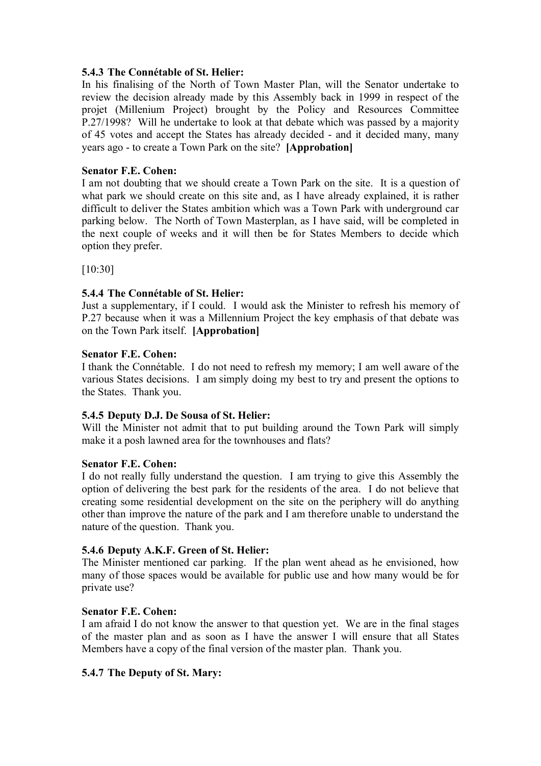### 5.4.3 The Connétable of St. Helier:

In his finalising of the North of Town Master Plan, will the Senator undertake to review the decision already made by this Assembly back in 1999 in respect of the projet (Millenium Project) brought by the Policy and Resources Committee P.27/1998? Will he undertake to look at that debate which was passed by a majority of 45 votes and accept the States has already decided - and it decided many, many years ago - to create a Town Park on the site? **[Approbation]**

**Senator F.E. Cohen:**

I am not doubting that we should create a Town Park on the site. It is a question of what park we should create on this site and, as I have already explained, it is rather difficult to deliver the States ambition which was a Town Park with underground car parking below. The North of Town Masterplan, as I have said, will be completed in the next couple of weeks and it will then be for States Members to decide which option they prefer.

[10:30]

### 5.4.4 The Connétable of St. Helier:

Just a supplementary, if I could. I would ask the Minister to refresh his memory of P.27 because when it was a Millennium Project the key emphasis of that debate was on the Town Park itself. **[Approbation]**

**Senator F.E. Cohen:**

I thank the Connétable. I do not need to refresh my memory; I am well aware of the various States decisions. I am simply doing my best to try and present the options to the States. Thank you.

### 5.4.5 Deputy D.J. De Sousa of St. Helier:

Will the Minister not admit that to put building around the Town Park will simply make it a posh lawned area for the townhouses and flats?

**Senator F.E. Cohen:**

I do not really fully understand the question. I am trying to give this Assembly the option of delivering the best park for the residents of the area. I do not believe that creating some residential development on the site on the periphery will do anything other than improve the nature of the park and I am therefore unable to understand the nature of the question. Thank you.

### 5.4.6 Deputy A.K.F. Green of St. Helier:

The Minister mentioned car parking. If the plan went ahead as he envisioned, how many of those spaces would be available for public use and how many would be for private use?

**Senator F.E. Cohen:**

I am afraid I do not know the answer to that question yet. We are in the final stages of the master plan and as soon as I have the answer I will ensure that all States Members have a copy of the final version of the master plan. Thank you.

### 5.4.7 The Deputy of St. Mary: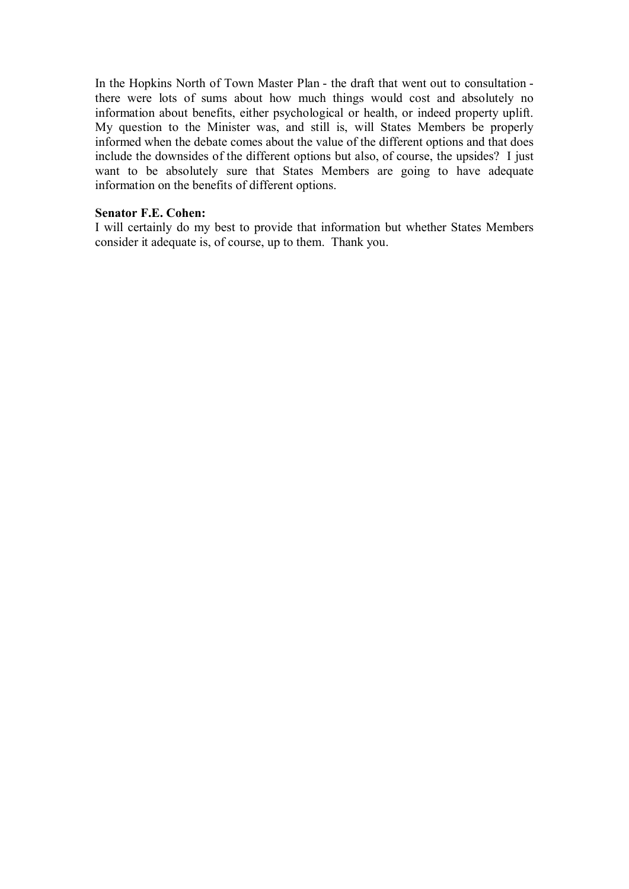In the Hopkins North of Town Master Plan - the draft that went out to consultation - there were lots of sums about how much things would cost and absolutely no information about benefits, either psychological or health, or indeed property uplift. My question to the Minister was, and still is, will States Members be properly informed when the debate comes about the value of the different options and that does include the downsides of the different options but also, of course, the upsides? I just want to be absolutely sure that States Members are going to have adequate information on the benefits of different options.

**Senator F.E. Cohen:**

I will certainly do my best to provide that information but whether States Members consider it adequate is, of course, up to them. Thank you.